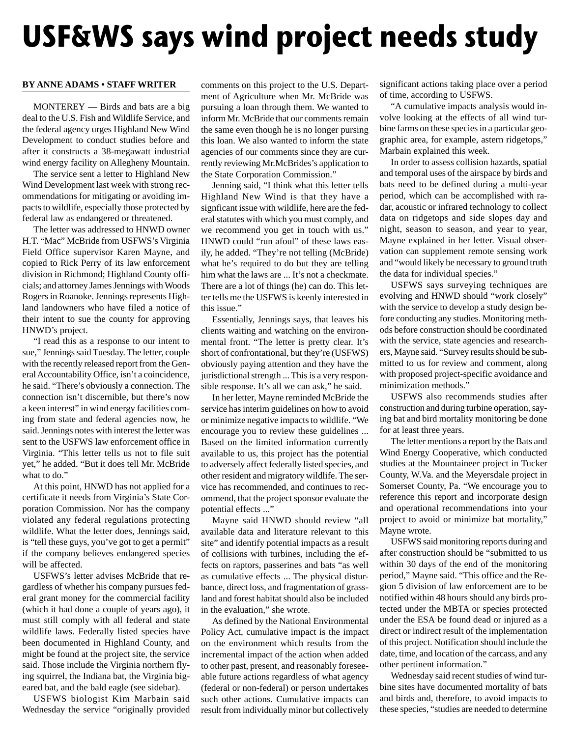# USF&WS says wind project needs study

**BY ANNE ADAMS • STAFF WRITER**

MONTEREY — Birds and bats are a big deal to the U.S. Fish and Wildlife Service, and the federal agency urges Highland New Wind Development to conduct studies before and after it constructs a 38-megawatt industrial wind energy facility on Allegheny Mountain.

The service sent a letter to Highland New Wind Development last week with strong recommendations for mitigating or avoiding impacts to wildlife, especially those protected by federal law as endangered or threatened.

The letter was addressed to HNWD owner H.T. "Mac" McBride from USFWS's Virginia Field Office supervisor Karen Mayne, and copied to Rick Perry of its law enforcement division in Richmond; Highland County officials; and attorney James Jennings with Woods Rogers in Roanoke. Jennings represents Highland landowners who have filed a notice of their intent to sue the county for approving HNWD's project.

"I read this as a response to our intent to sue," Jennings said Tuesday. The letter, couple with the recently released report from the General Accountability Office, isn't a coincidence, he said. "There's obviously a connection. The connection isn't discernible, but there's now a keen interest" in wind energy facilities coming from state and federal agencies now, he said. Jennings notes with interest the letter was sent to the USFWS law enforcement office in Virginia. "This letter tells us not to file suit yet," he added. "But it does tell Mr. McBride what to do."

At this point, HNWD has not applied for a certificate it needs from Virginia's State Corporation Commission. Nor has the company violated any federal regulations protecting wildlife. What the letter does, Jennings said, is "tell these guys, you've got to get a permit" if the company believes endangered species will be affected.

USFWS's letter advises McBride that regardless of whether his company pursues federal grant money for the commercial facility (which it had done a couple of years ago), it must still comply with all federal and state wildlife laws. Federally listed species have been documented in Highland County, and might be found at the project site, the service said. Those include the Virginia northern flying squirrel, the Indiana bat, the Virginia bigeared bat, and the bald eagle (see sidebar).

USFWS biologist Kim Marbain said Wednesday the service "originally provided comments on this project to the U.S. Department of Agriculture when Mr. McBride was pursuing a loan through them. We wanted to inform Mr. McBride that our comments remain the same even though he is no longer pursing this loan. We also wanted to inform the state agencies of our comments since they are currently reviewing Mr.McBrides's application to the State Corporation Commission."

Jenning said, "I think what this letter tells Highland New Wind is that they have a signficant issue with wildlife, here are the federal statutes with which you must comply, and we recommend you get in touch with us." HNWD could "run afoul" of these laws easily, he added. "They're not telling (McBride) what he's required to do but they are telling him what the laws are ... It's not a checkmate. There are a lot of things (he) can do. This letter tells me the USFWS is keenly interested in this issue."

Essentially, Jennings says, that leaves his clients waiting and watching on the environmental front. "The letter is pretty clear. It's short of confrontational, but they're (USFWS) obviously paying attention and they have the jurisdictional strength ... This is a very responsible response. It's all we can ask," he said.

In her letter, Mayne reminded McBride the service has interim guidelines on how to avoid or minimize negative impacts to wildlife. "We encourage you to review these guidelines ... Based on the limited information currently available to us, this project has the potential to adversely affect federally listed species, and other resident and migratory wildlife. The service has recommended, and continues to recommend, that the project sponsor evaluate the potential effects ..."

Mayne said HNWD should review "all available data and literature relevant to this site" and identify potential impacts as a result of collisions with turbines, including the effects on raptors, passerines and bats "as well as cumulative effects ... The physical disturbance, direct loss, and fragmentation of grassland and forest habitat should also be included in the evaluation," she wrote.

As defined by the National Environmental Policy Act, cumulative impact is the impact on the environment which results from the incremental impact of the action when added to other past, present, and reasonably foreseeable future actions regardless of what agency (federal or non-federal) or person undertakes such other actions. Cumulative impacts can result from individually minor but collectively significant actions taking place over a period of time, according to USFWS.

"A cumulative impacts analysis would involve looking at the effects of all wind turbine farms on these species in a particular geographic area, for example, astern ridgetops," Marbain explained this week.

In order to assess collision hazards, spatial and temporal uses of the airspace by birds and bats need to be defined during a multi-year period, which can be accomplished with radar, acoustic or infrared technology to collect data on ridgetops and side slopes day and night, season to season, and year to year, Mayne explained in her letter. Visual observation can supplement remote sensing work and "would likely be necessary to ground truth the data for individual species."

USFWS says surveying techniques are evolving and HNWD should "work closely" with the service to develop a study design before conducting any studies. Monitoring methods before construction should be coordinated with the service, state agencies and researchers, Mayne said. "Survey results should be submitted to us for review and comment, along with proposed project-specific avoidance and minimization methods."

USFWS also recommends studies after construction and during turbine operation, saying bat and bird mortality monitoring be done for at least three years.

The letter mentions a report by the Bats and Wind Energy Cooperative, which conducted studies at the Mountaineer project in Tucker County, W.Va. and the Meyersdale project in Somerset County, Pa. "We encourage you to reference this report and incorporate design and operational recommendations into your project to avoid or minimize bat mortality," Mayne wrote.

USFWS said monitoring reports during and after construction should be "submitted to us within 30 days of the end of the monitoring period," Mayne said. "This office and the Region 5 division of law enforcement are to be notified within 48 hours should any birds protected under the MBTA or species protected under the ESA be found dead or injured as a direct or indirect result of the implementation of this project. Notification should include the date, time, and location of the carcass, and any other pertinent information."

Wednesday said recent studies of wind turbine sites have documented mortality of bats and birds and, therefore, to avoid impacts to these species, "studies are needed to determine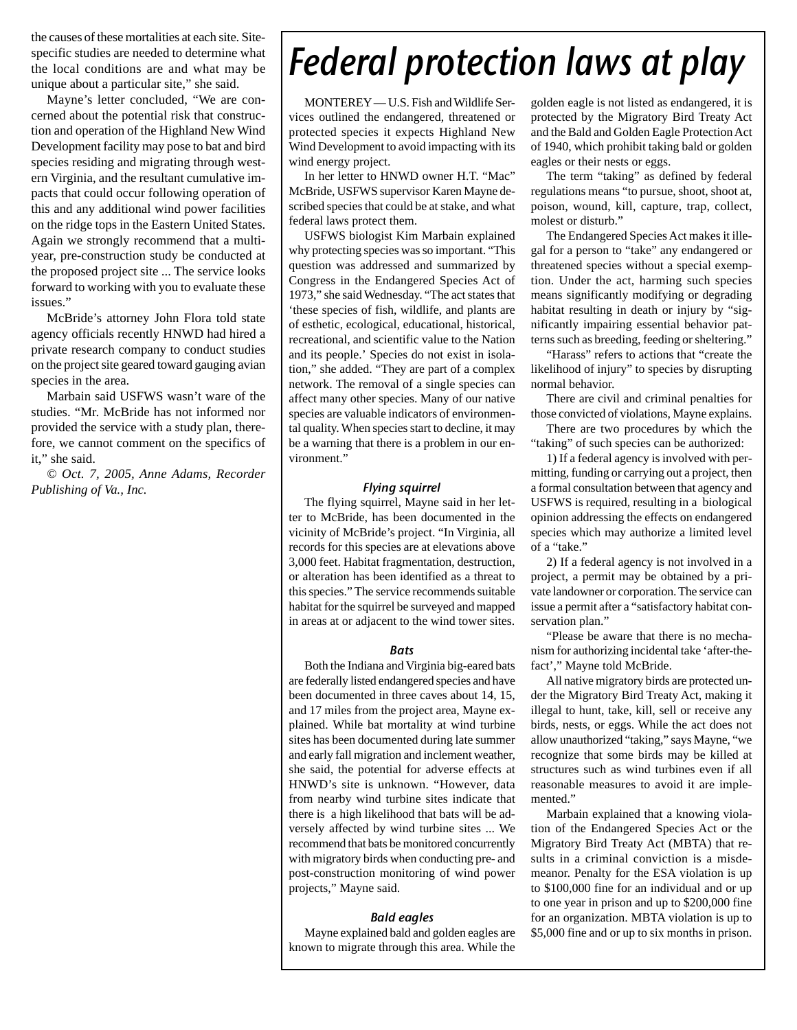the causes of these mortalities at each site. Site-specific studies are needed to determine what the local conditions are and what may be unique about a particular site," she said.

Mayne's letter concluded, "We are concerned about the potential risk that construction and operation of the Highland New Wind Development facility may pose to bat and bird species residing and migrating through western Virginia, and the resultant cumulative impacts that could occur following operation of this and any additional wind power facilities on the ridge tops in the Eastern United States. Again we strongly recommend that a multi-year, pre-construction study be conducted at the proposed project site ... The service looks forward to working with you to evaluate these issues."

McBride's attorney John Flora told state agency officials recently HNWD had hired a private research company to conduct studies on the project site geared toward gauging avian species in the area.

Marbain said USFWS wasn't ware of the studies. "Mr. McBride has not informed nor provided the service with a study plan, therefore, we cannot comment on the specifics of it," she said.

*© Oct. 7, 2005, Anne Adams, Recorder Publishing of Va., Inc.*

# Federal protection laws at play

MONTEREY — U.S. Fish and Wildlife Services outlined the endangered, threatened or protected species it expects Highland New Wind Development to avoid impacting with its wind energy project.

In her letter to HNWD owner H.T. "Mac" McBride, USFWS supervisor Karen Mayne described species that could be at stake, and what federal laws protect them.

USFWS biologist Kim Marbain explained why protecting species was so important. "This question was addressed and summarized by Congress in the Endangered Species Act of 1973," she said Wednesday. "The act states that 'these species of fish, wildlife, and plants are of esthetic, ecological, educational, historical, recreational, and scientific value to the Nation and its people.' Species do not exist in isolation," she added. "They are part of a complex network. The removal of a single species can affect many other species. Many of our native species are valuable indicators of environmental quality. When species start to decline, it may be a warning that there is a problem in our environment."

### Flying squirrel

The flying squirrel, Mayne said in her letter to McBride, has been documented in the vicinity of McBride's project. "In Virginia, all records for this species are at elevations above 3,000 feet. Habitat fragmentation, destruction, or alteration has been identified as a threat to this species." The service recommends suitable habitat for the squirrel be surveyed and mapped in areas at or adjacent to the wind tower sites.

### Bats

Both the Indiana and Virginia big-eared bats are federally listed endangered species and have been documented in three caves about 14, 15, and 17 miles from the project area, Mayne explained. While bat mortality at wind turbine sites has been documented during late summer and early fall migration and inclement weather, she said, the potential for adverse effects at HNWD's site is unknown. "However, data from nearby wind turbine sites indicate that there is a high likelihood that bats will be adversely affected by wind turbine sites ... We recommend that bats be monitored concurrently with migratory birds when conducting pre- and post-construction monitoring of wind power projects," Mayne said.

### Bald eagles

Mayne explained bald and golden eagles are known to migrate through this area. While the golden eagle is not listed as endangered, it is protected by the Migratory Bird Treaty Act and the Bald and Golden Eagle Protection Act of 1940, which prohibit taking bald or golden eagles or their nests or eggs.

The term "taking" as defined by federal regulations means "to pursue, shoot, shoot at, poison, wound, kill, capture, trap, collect, molest or disturb."

The Endangered Species Act makes it illegal for a person to "take" any endangered or threatened species without a special exemption. Under the act, harming such species means significantly modifying or degrading habitat resulting in death or injury by "significantly impairing essential behavior patterns such as breeding, feeding or sheltering."

"Harass" refers to actions that "create the likelihood of injury" to species by disrupting normal behavior.

There are civil and criminal penalties for those convicted of violations, Mayne explains.

There are two procedures by which the "taking" of such species can be authorized:

1) If a federal agency is involved with permitting, funding or carrying out a project, then a formal consultation between that agency and USFWS is required, resulting in a biological opinion addressing the effects on endangered species which may authorize a limited level of a "take."

2) If a federal agency is not involved in a project, a permit may be obtained by a private landowner or corporation. The service can issue a permit after a "satisfactory habitat conservation plan."

"Please be aware that there is no mechanism for authorizing incidental take 'after-the-fact'," Mayne told McBride.

All native migratory birds are protected under the Migratory Bird Treaty Act, making it illegal to hunt, take, kill, sell or receive any birds, nests, or eggs. While the act does not allow unauthorized "taking," says Mayne, "we recognize that some birds may be killed at structures such as wind turbines even if all reasonable measures to avoid it are implemented."

Marbain explained that a knowing violation of the Endangered Species Act or the Migratory Bird Treaty Act (MBTA) that results in a criminal conviction is a misdemeanor. Penalty for the ESA violation is up to $100,000 fine for an individual and or up to one year in prison and up to $200,000 fine for an organization. MBTA violation is up to $5,000 fine and or up to six months in prison.